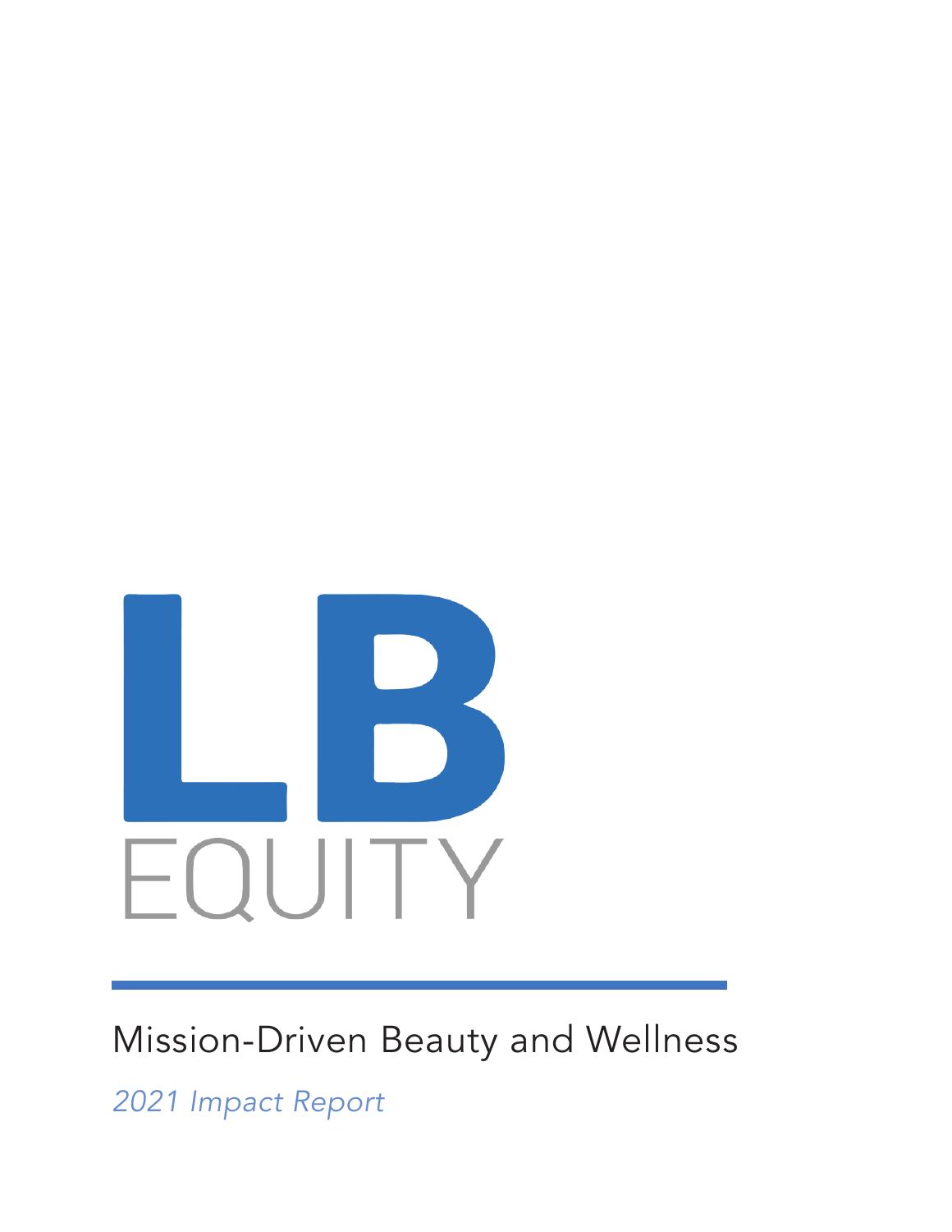# LB EQUITY

## Mission-Driven Beauty and Wellness

*2021 Impact Report*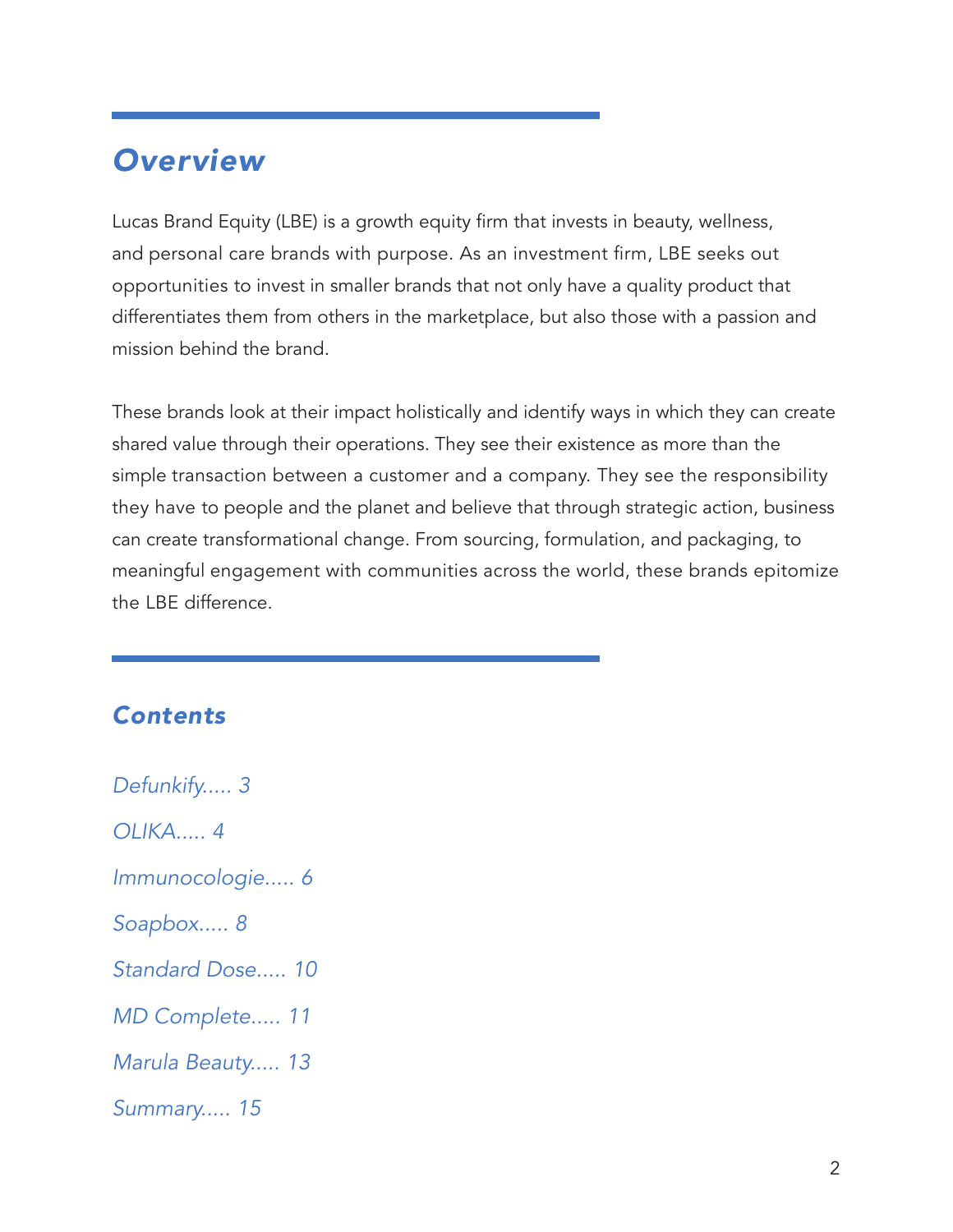## *Overview*

Lucas Brand Equity (LBE) is a growth equity firm that invests in beauty, wellness, and personal care brands with purpose. As an investment firm, LBE seeks out opportunities to invest in smaller brands that not only have a quality product that differentiates them from others in the marketplace, but also those with a passion and mission behind the brand.

These brands look at their impact holistically and identify ways in which they can create shared value through their operations. They see their existence as more than the simple transaction between a customer and a company. They see the responsibility they have to people and the planet and believe that through strategic action, business can create transformational change. From sourcing, formulation, and packaging, to meaningful engagement with communities across the world, these brands epitomize the LBE difference.

## *Contents*

*Defunkify..... 3*

*OLIKA..... 4*

*Immunocologie..... 6*

*Soapbox..... 8*

*Standard Dose..... 10*

*MD Complete..... 11*

*Marula Beauty..... 13*

*Summary..... 15*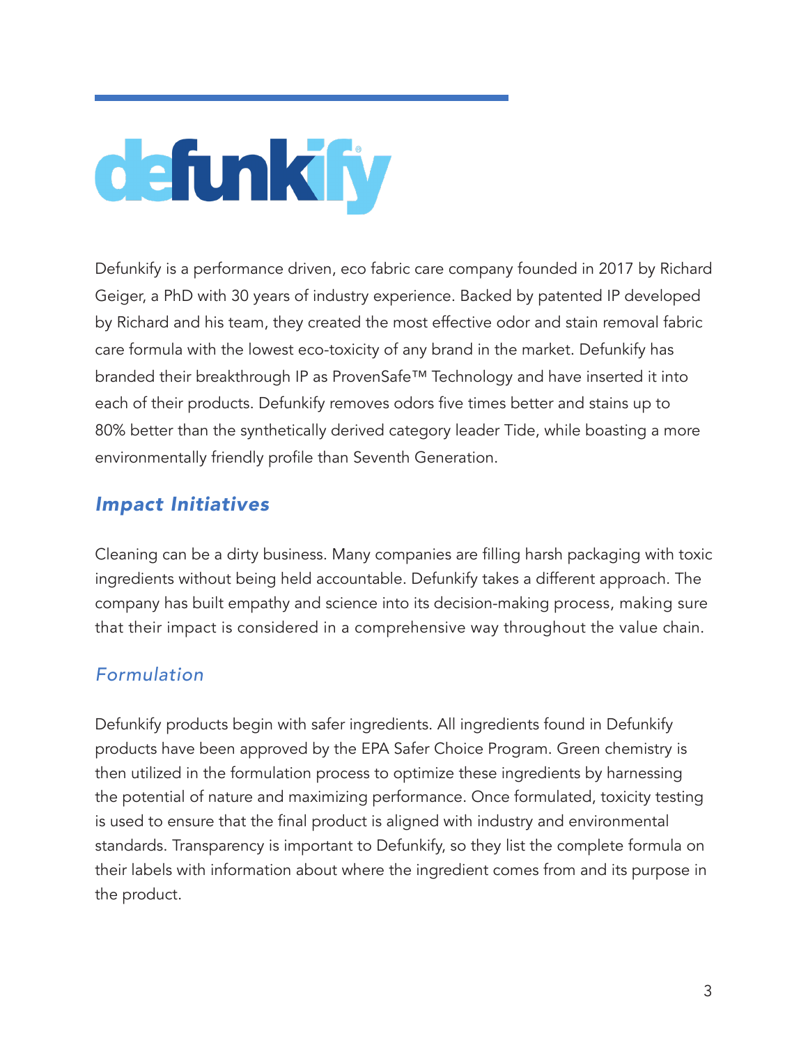# defunkify®

Defunkify is a performance driven, eco fabric care company founded in 2017 by Richard Geiger, a PhD with 30 years of industry experience. Backed by patented IP developed by Richard and his team, they created the most effective odor and stain removal fabric care formula with the lowest eco-toxicity of any brand in the market. Defunkify has branded their breakthrough IP as ProvenSafe™ Technology and have inserted it into each of their products. Defunkify removes odors five times better and stains up to 80% better than the synthetically derived category leader Tide, while boasting a more environmentally friendly profile than Seventh Generation.

## *Impact Initiatives*

Cleaning can be a dirty business. Many companies are filling harsh packaging with toxic ingredients without being held accountable. Defunkify takes a different approach. The company has built empathy and science into its decision-making process, making sure that their impact is considered in a comprehensive way throughout the value chain.

### *Formulation*

Defunkify products begin with safer ingredients. All ingredients found in Defunkify products have been approved by the EPA Safer Choice Program. Green chemistry is then utilized in the formulation process to optimize these ingredients by harnessing the potential of nature and maximizing performance. Once formulated, toxicity testing is used to ensure that the final product is aligned with industry and environmental standards. Transparency is important to Defunkify, so they list the complete formula on their labels with information about where the ingredient comes from and its purpose in the product.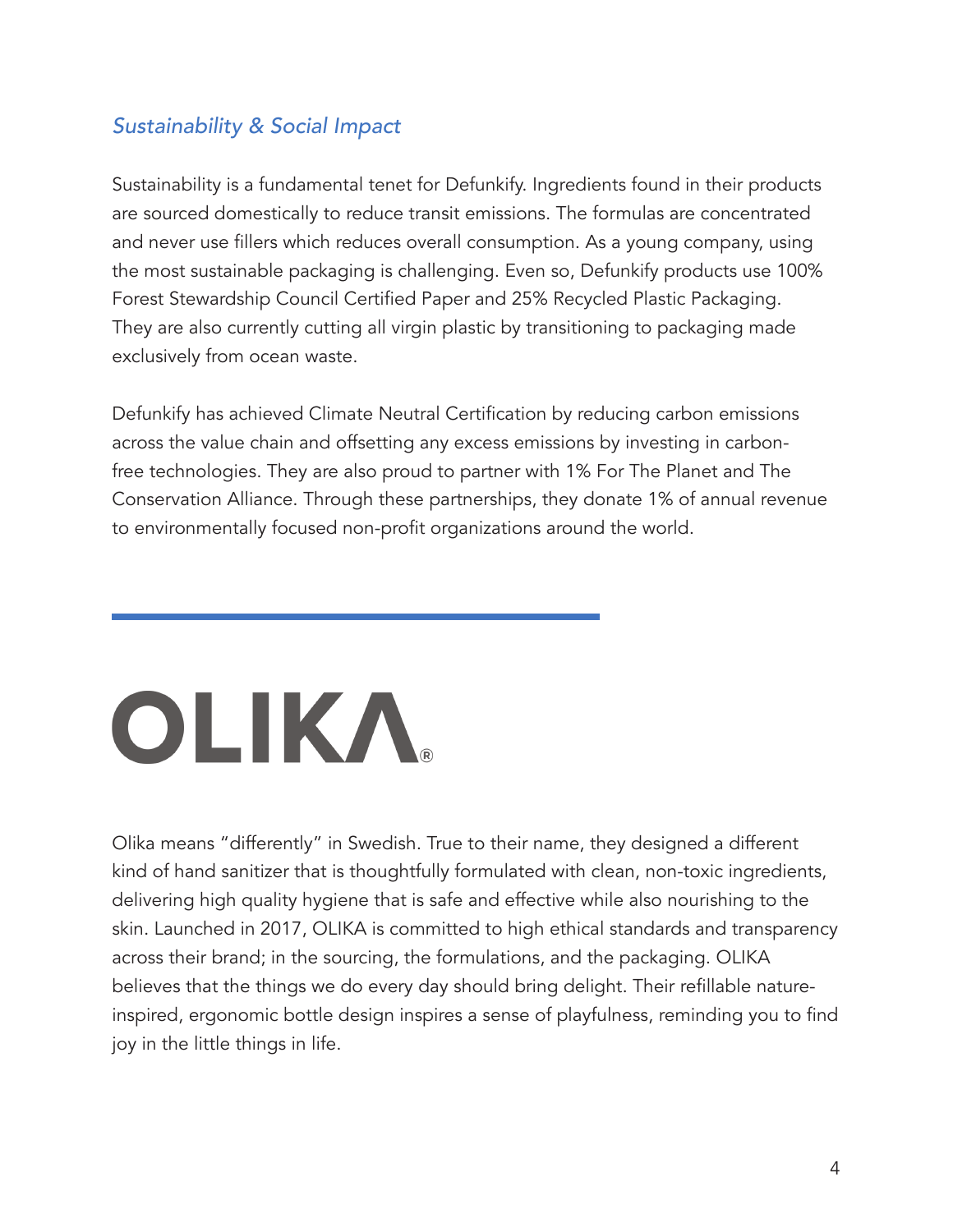### *Sustainability & Social Impact*

Sustainability is a fundamental tenet for Defunkify. Ingredients found in their products are sourced domestically to reduce transit emissions. The formulas are concentrated and never use fillers which reduces overall consumption. As a young company, using the most sustainable packaging is challenging. Even so, Defunkify products use 100% Forest Stewardship Council Certified Paper and 25% Recycled Plastic Packaging. They are also currently cutting all virgin plastic by transitioning to packaging made exclusively from ocean waste.

Defunkify has achieved Climate Neutral Certification by reducing carbon emissions across the value chain and offsetting any excess emissions by investing in carbon-free technologies. They are also proud to partner with 1% For The Planet and The Conservation Alliance. Through these partnerships, they donate 1% of annual revenue to environmentally focused non-profit organizations around the world.

---

# OLIKA®

Olika means "differently" in Swedish. True to their name, they designed a different kind of hand sanitizer that is thoughtfully formulated with clean, non-toxic ingredients, delivering high quality hygiene that is safe and effective while also nourishing to the skin. Launched in 2017, OLIKA is committed to high ethical standards and transparency across their brand; in the sourcing, the formulations, and the packaging. OLIKA believes that the things we do every day should bring delight. Their refillable nature-inspired, ergonomic bottle design inspires a sense of playfulness, reminding you to find joy in the little things in life.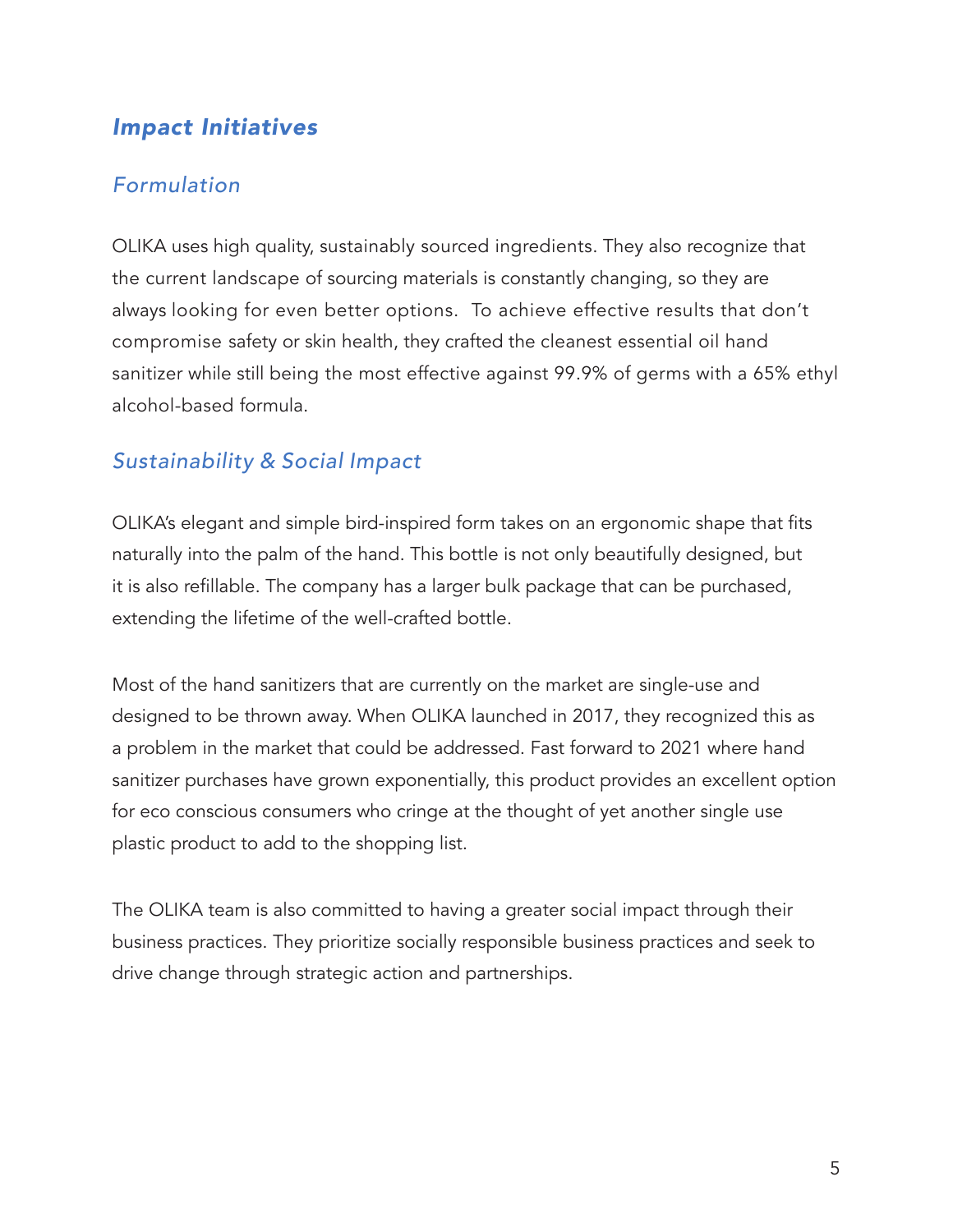## ***Impact Initiatives***

### *Formulation*

OLIKA uses high quality, sustainably sourced ingredients. They also recognize that the current landscape of sourcing materials is constantly changing, so they are always looking for even better options.  To achieve effective results that don't compromise safety or skin health, they crafted the cleanest essential oil hand sanitizer while still being the most effective against 99.9% of germs with a 65% ethyl alcohol-based formula.

### *Sustainability & Social Impact*

OLIKA's elegant and simple bird-inspired form takes on an ergonomic shape that fits naturally into the palm of the hand. This bottle is not only beautifully designed, but it is also refillable. The company has a larger bulk package that can be purchased, extending the lifetime of the well-crafted bottle.

Most of the hand sanitizers that are currently on the market are single-use and designed to be thrown away. When OLIKA launched in 2017, they recognized this as a problem in the market that could be addressed. Fast forward to 2021 where hand sanitizer purchases have grown exponentially, this product provides an excellent option for eco conscious consumers who cringe at the thought of yet another single use plastic product to add to the shopping list.

The OLIKA team is also committed to having a greater social impact through their business practices. They prioritize socially responsible business practices and seek to drive change through strategic action and partnerships.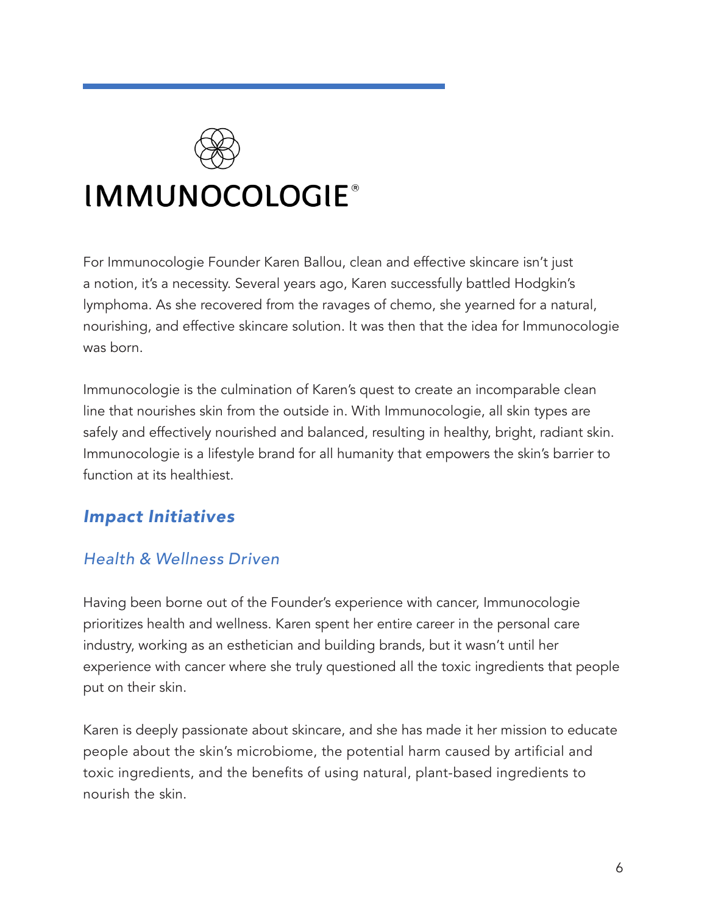# IMMUNOCOLOGIE®

For Immunocologie Founder Karen Ballou, clean and effective skincare isn't just a notion, it's a necessity. Several years ago, Karen successfully battled Hodgkin's lymphoma. As she recovered from the ravages of chemo, she yearned for a natural, nourishing, and effective skincare solution. It was then that the idea for Immunocologie was born.

Immunocologie is the culmination of Karen's quest to create an incomparable clean line that nourishes skin from the outside in. With Immunocologie, all skin types are safely and effectively nourished and balanced, resulting in healthy, bright, radiant skin. Immunocologie is a lifestyle brand for all humanity that empowers the skin's barrier to function at its healthiest.

## *Impact Initiatives*

### *Health & Wellness Driven*

Having been borne out of the Founder's experience with cancer, Immunocologie prioritizes health and wellness. Karen spent her entire career in the personal care industry, working as an esthetician and building brands, but it wasn't until her experience with cancer where she truly questioned all the toxic ingredients that people put on their skin.

Karen is deeply passionate about skincare, and she has made it her mission to educate people about the skin's microbiome, the potential harm caused by artificial and toxic ingredients, and the benefits of using natural, plant-based ingredients to nourish the skin.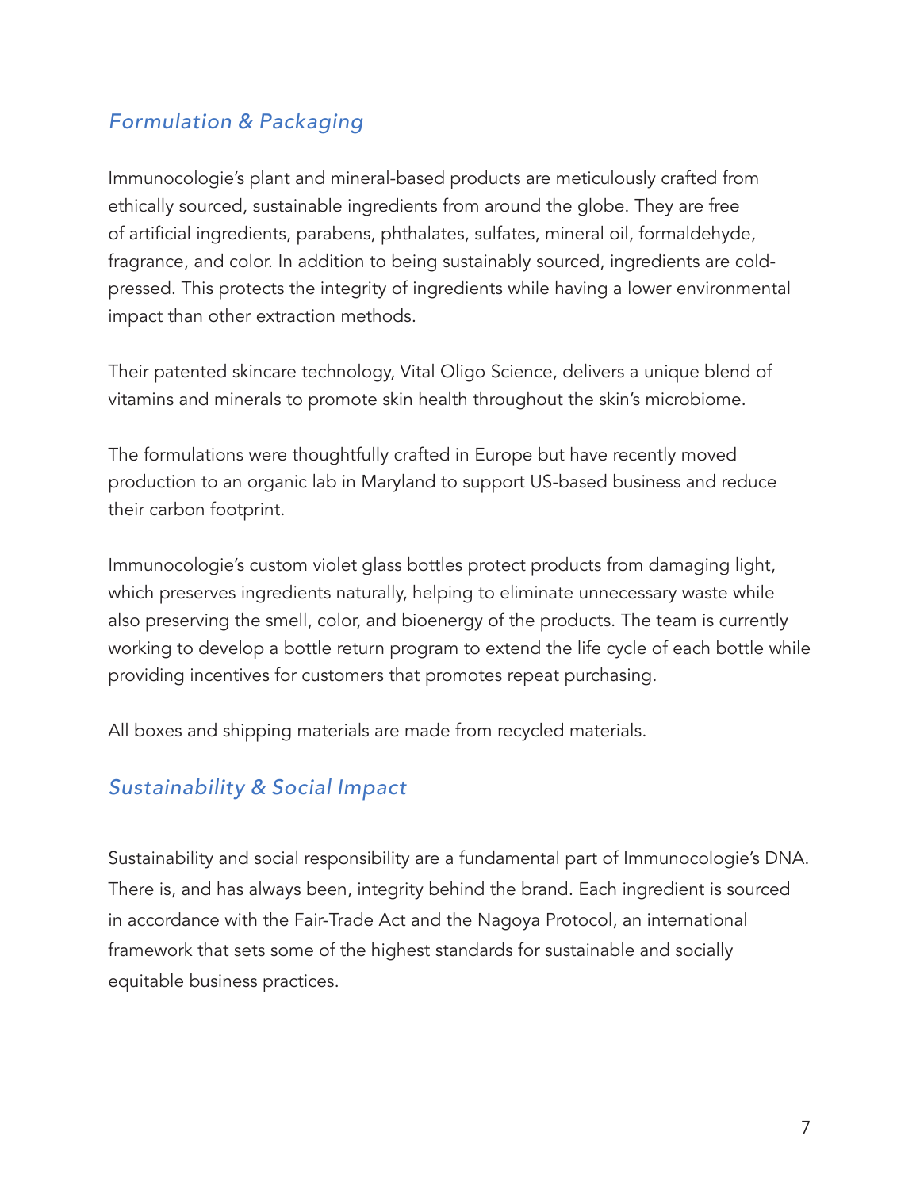## *Formulation & Packaging*

Immunocologie's plant and mineral-based products are meticulously crafted from ethically sourced, sustainable ingredients from around the globe. They are free of artificial ingredients, parabens, phthalates, sulfates, mineral oil, formaldehyde, fragrance, and color. In addition to being sustainably sourced, ingredients are cold-pressed. This protects the integrity of ingredients while having a lower environmental impact than other extraction methods.

Their patented skincare technology, Vital Oligo Science, delivers a unique blend of vitamins and minerals to promote skin health throughout the skin's microbiome.

The formulations were thoughtfully crafted in Europe but have recently moved production to an organic lab in Maryland to support US-based business and reduce their carbon footprint.

Immunocologie's custom violet glass bottles protect products from damaging light, which preserves ingredients naturally, helping to eliminate unnecessary waste while also preserving the smell, color, and bioenergy of the products. The team is currently working to develop a bottle return program to extend the life cycle of each bottle while providing incentives for customers that promotes repeat purchasing.

All boxes and shipping materials are made from recycled materials.

## *Sustainability & Social Impact*

Sustainability and social responsibility are a fundamental part of Immunocologie's DNA. There is, and has always been, integrity behind the brand. Each ingredient is sourced in accordance with the Fair-Trade Act and the Nagoya Protocol, an international framework that sets some of the highest standards for sustainable and socially equitable business practices.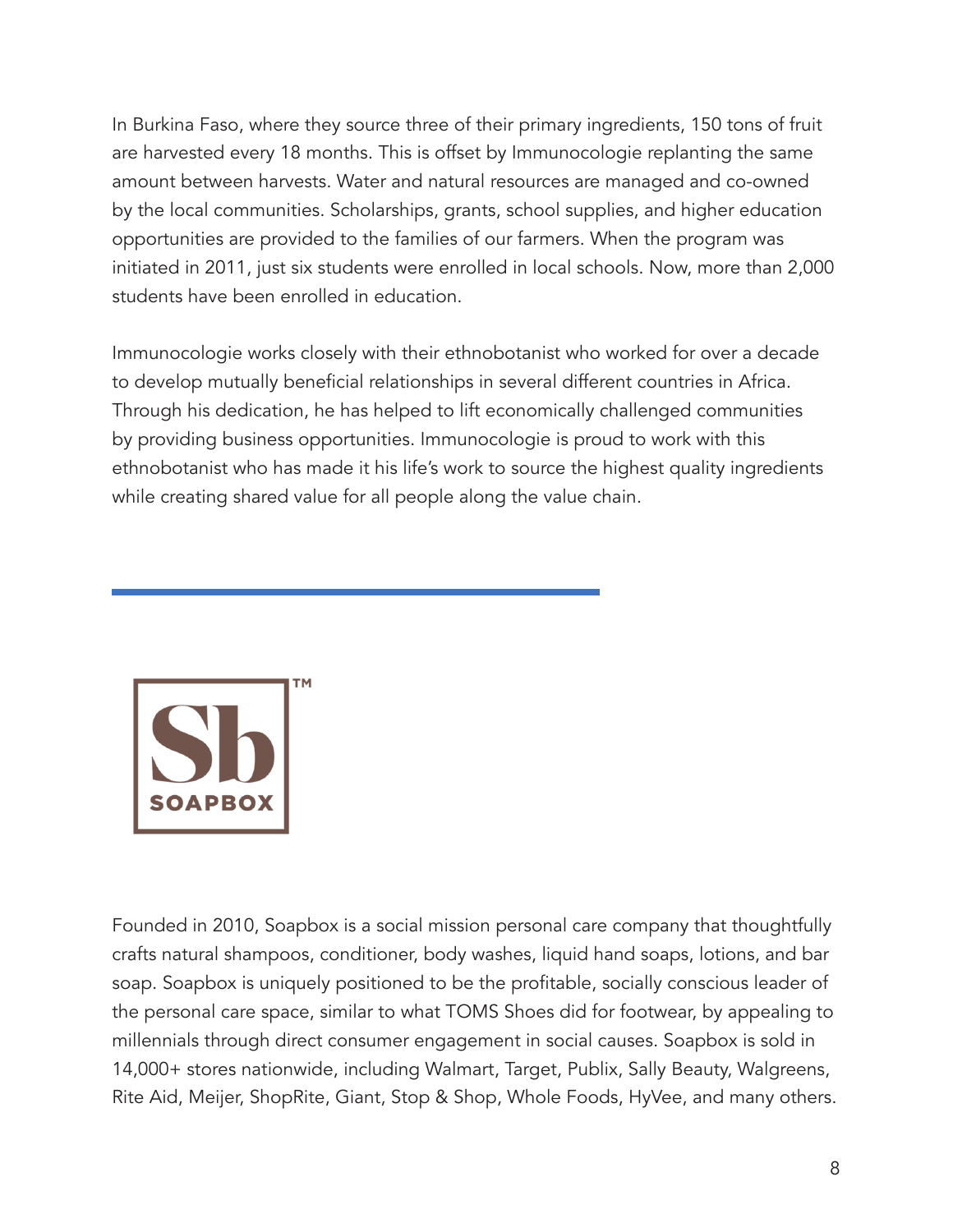In Burkina Faso, where they source three of their primary ingredients, 150 tons of fruit are harvested every 18 months. This is offset by Immunocologie replanting the same amount between harvests. Water and natural resources are managed and co-owned by the local communities. Scholarships, grants, school supplies, and higher education opportunities are provided to the families of our farmers. When the program was initiated in 2011, just six students were enrolled in local schools. Now, more than 2,000 students have been enrolled in education.

Immunocologie works closely with their ethnobotanist who worked for over a decade to develop mutually beneficial relationships in several different countries in Africa. Through his dedication, he has helped to lift economically challenged communities by providing business opportunities. Immunocologie is proud to work with this ethnobotanist who has made it his life's work to source the highest quality ingredients while creating shared value for all people along the value chain.

---

Sb SOAPBOX™

Founded in 2010, Soapbox is a social mission personal care company that thoughtfully crafts natural shampoos, conditioner, body washes, liquid hand soaps, lotions, and bar soap. Soapbox is uniquely positioned to be the profitable, socially conscious leader of the personal care space, similar to what TOMS Shoes did for footwear, by appealing to millennials through direct consumer engagement in social causes. Soapbox is sold in 14,000+ stores nationwide, including Walmart, Target, Publix, Sally Beauty, Walgreens, Rite Aid, Meijer, ShopRite, Giant, Stop & Shop, Whole Foods, HyVee, and many others.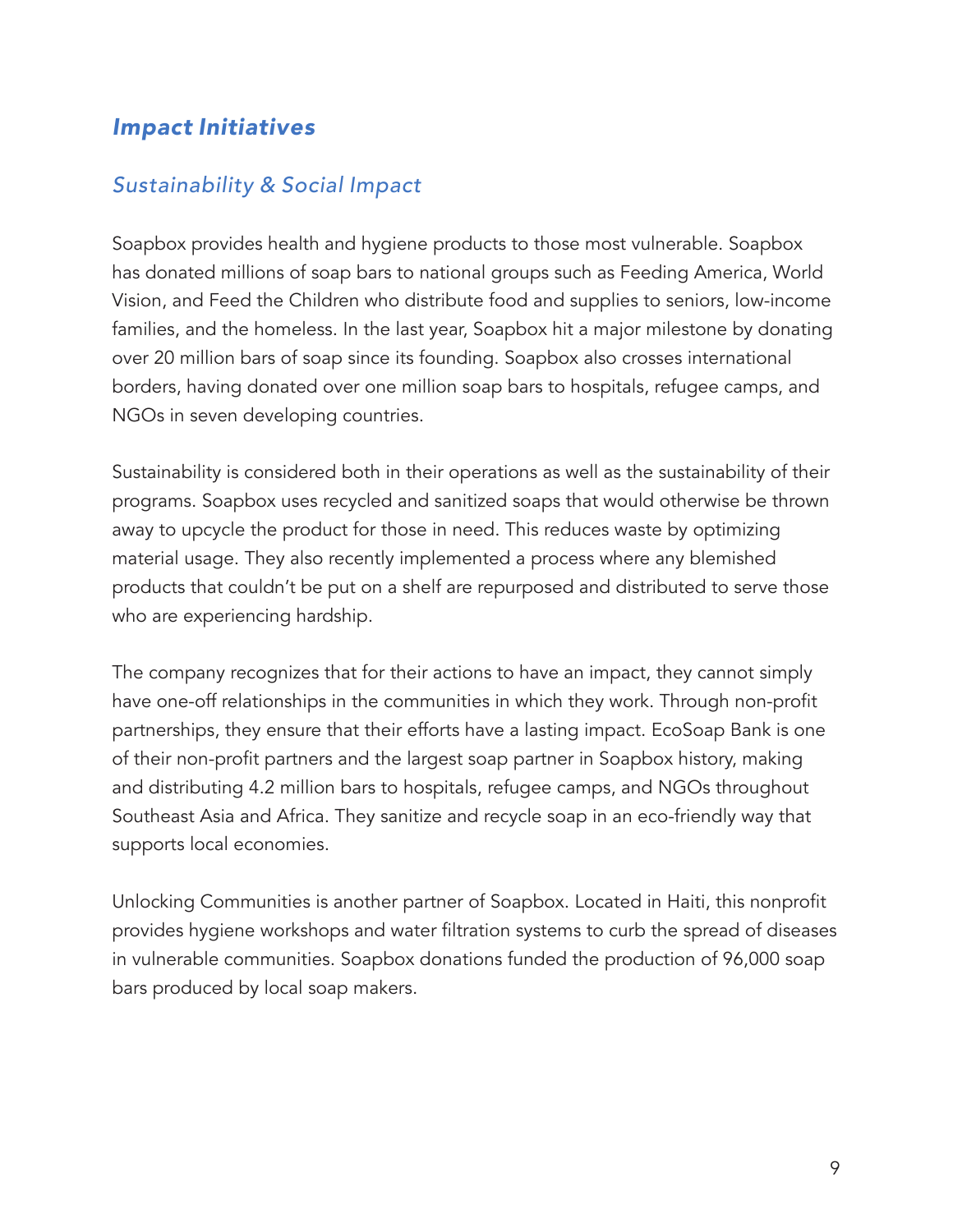## ***Impact Initiatives***

### *Sustainability & Social Impact*

Soapbox provides health and hygiene products to those most vulnerable. Soapbox has donated millions of soap bars to national groups such as Feeding America, World Vision, and Feed the Children who distribute food and supplies to seniors, low-income families, and the homeless. In the last year, Soapbox hit a major milestone by donating over 20 million bars of soap since its founding. Soapbox also crosses international borders, having donated over one million soap bars to hospitals, refugee camps, and NGOs in seven developing countries.

Sustainability is considered both in their operations as well as the sustainability of their programs. Soapbox uses recycled and sanitized soaps that would otherwise be thrown away to upcycle the product for those in need. This reduces waste by optimizing material usage. They also recently implemented a process where any blemished products that couldn't be put on a shelf are repurposed and distributed to serve those who are experiencing hardship.

The company recognizes that for their actions to have an impact, they cannot simply have one-off relationships in the communities in which they work. Through non-profit partnerships, they ensure that their efforts have a lasting impact. EcoSoap Bank is one of their non-profit partners and the largest soap partner in Soapbox history, making and distributing 4.2 million bars to hospitals, refugee camps, and NGOs throughout Southeast Asia and Africa. They sanitize and recycle soap in an eco-friendly way that supports local economies.

Unlocking Communities is another partner of Soapbox. Located in Haiti, this nonprofit provides hygiene workshops and water filtration systems to curb the spread of diseases in vulnerable communities. Soapbox donations funded the production of 96,000 soap bars produced by local soap makers.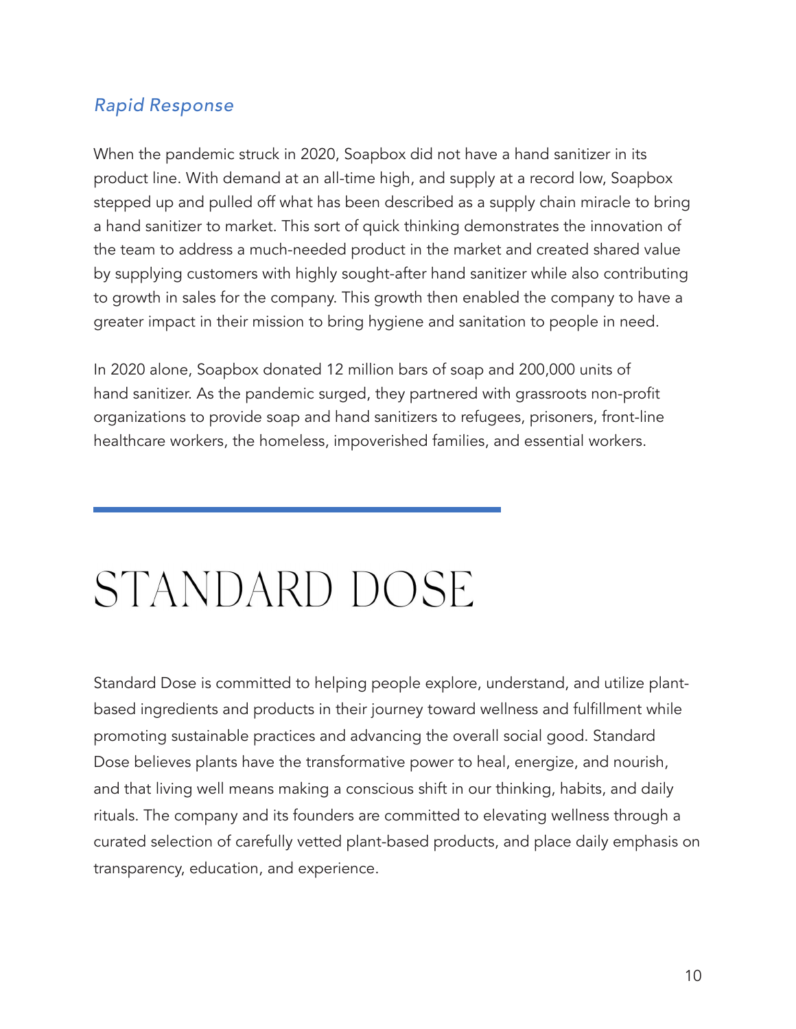### *Rapid Response*

When the pandemic struck in 2020, Soapbox did not have a hand sanitizer in its product line. With demand at an all-time high, and supply at a record low, Soapbox stepped up and pulled off what has been described as a supply chain miracle to bring a hand sanitizer to market. This sort of quick thinking demonstrates the innovation of the team to address a much-needed product in the market and created shared value by supplying customers with highly sought-after hand sanitizer while also contributing to growth in sales for the company. This growth then enabled the company to have a greater impact in their mission to bring hygiene and sanitation to people in need.

In 2020 alone, Soapbox donated 12 million bars of soap and 200,000 units of hand sanitizer. As the pandemic surged, they partnered with grassroots non-profit organizations to provide soap and hand sanitizers to refugees, prisoners, front-line healthcare workers, the homeless, impoverished families, and essential workers.

---

# STANDARD DOSE

Standard Dose is committed to helping people explore, understand, and utilize plant-based ingredients and products in their journey toward wellness and fulfillment while promoting sustainable practices and advancing the overall social good. Standard Dose believes plants have the transformative power to heal, energize, and nourish, and that living well means making a conscious shift in our thinking, habits, and daily rituals. The company and its founders are committed to elevating wellness through a curated selection of carefully vetted plant-based products, and place daily emphasis on transparency, education, and experience.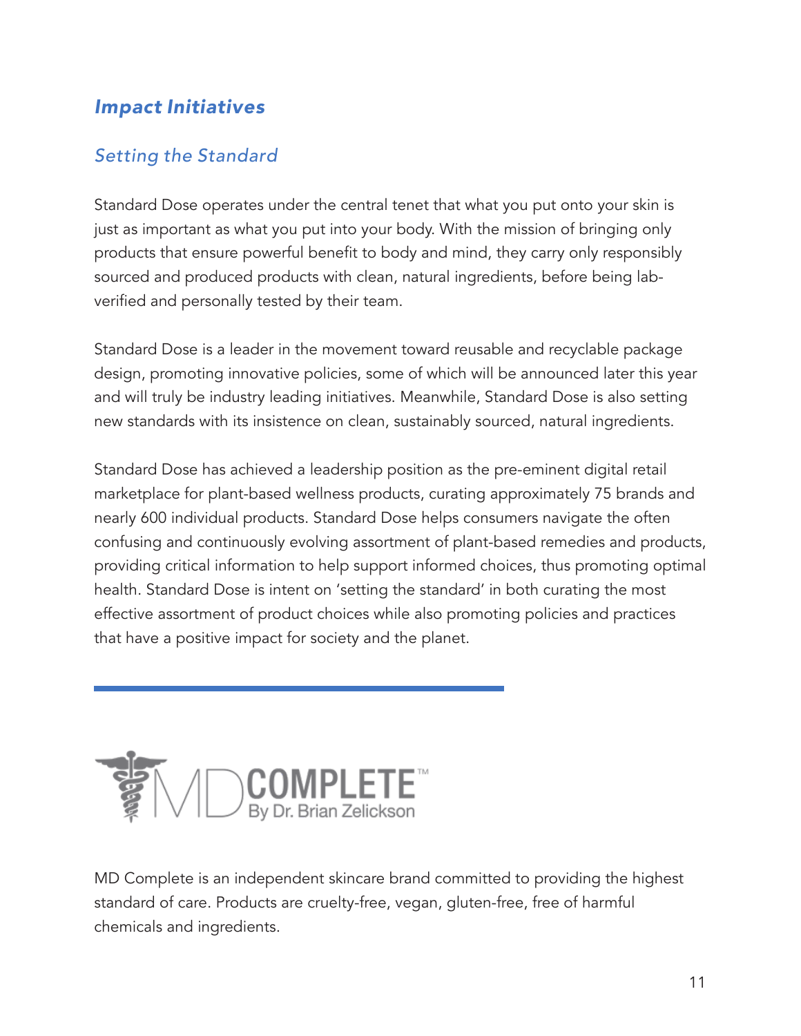## *Impact Initiatives*

### *Setting the Standard*

Standard Dose operates under the central tenet that what you put onto your skin is just as important as what you put into your body. With the mission of bringing only products that ensure powerful benefit to body and mind, they carry only responsibly sourced and produced products with clean, natural ingredients, before being lab-verified and personally tested by their team.

Standard Dose is a leader in the movement toward reusable and recyclable package design, promoting innovative policies, some of which will be announced later this year and will truly be industry leading initiatives. Meanwhile, Standard Dose is also setting new standards with its insistence on clean, sustainably sourced, natural ingredients.

Standard Dose has achieved a leadership position as the pre-eminent digital retail marketplace for plant-based wellness products, curating approximately 75 brands and nearly 600 individual products. Standard Dose helps consumers navigate the often confusing and continuously evolving assortment of plant-based remedies and products, providing critical information to help support informed choices, thus promoting optimal health. Standard Dose is intent on 'setting the standard' in both curating the most effective assortment of product choices while also promoting policies and practices that have a positive impact for society and the planet.

---

MD COMPLETE™ By Dr. Brian Zelickson

MD Complete is an independent skincare brand committed to providing the highest standard of care. Products are cruelty-free, vegan, gluten-free, free of harmful chemicals and ingredients.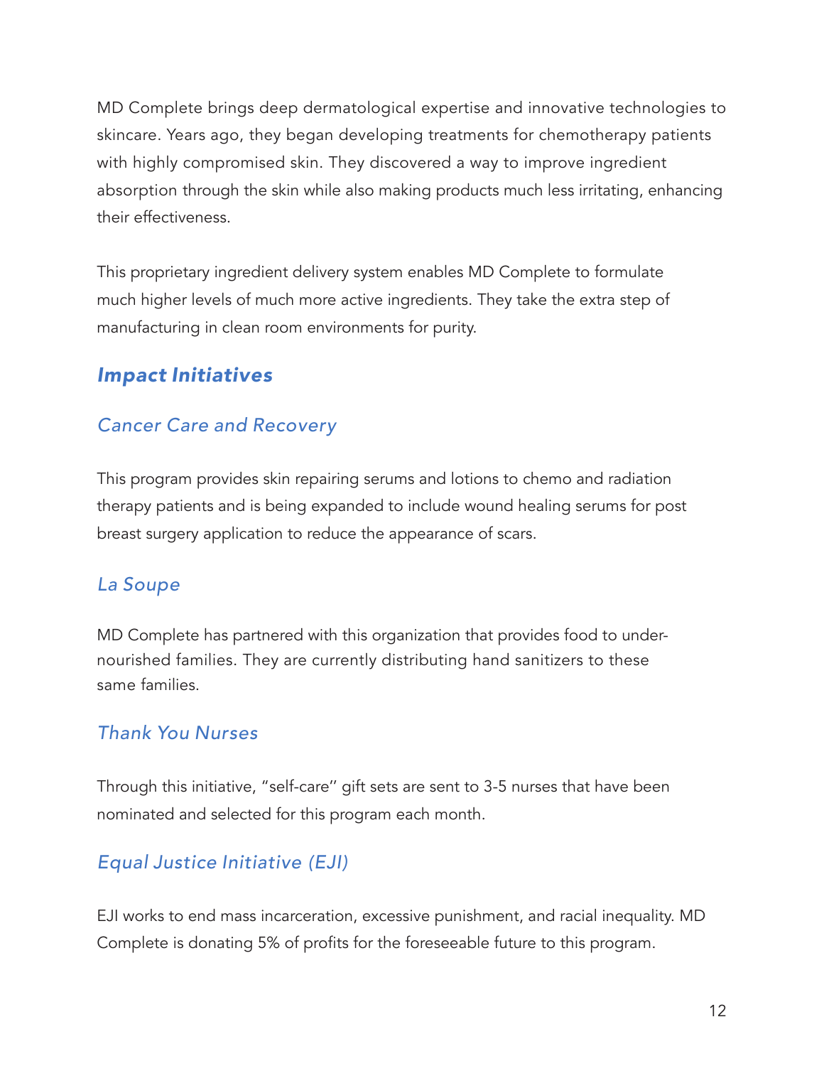MD Complete brings deep dermatological expertise and innovative technologies to skincare. Years ago, they began developing treatments for chemotherapy patients with highly compromised skin. They discovered a way to improve ingredient absorption through the skin while also making products much less irritating, enhancing their effectiveness.

This proprietary ingredient delivery system enables MD Complete to formulate much higher levels of much more active ingredients. They take the extra step of manufacturing in clean room environments for purity.

## ***Impact Initiatives***

### *Cancer Care and Recovery*

This program provides skin repairing serums and lotions to chemo and radiation therapy patients and is being expanded to include wound healing serums for post breast surgery application to reduce the appearance of scars.

### *La Soupe*

MD Complete has partnered with this organization that provides food to under-nourished families. They are currently distributing hand sanitizers to these same families.

### *Thank You Nurses*

Through this initiative, "self-care" gift sets are sent to 3-5 nurses that have been nominated and selected for this program each month.

### *Equal Justice Initiative (EJI)*

EJI works to end mass incarceration, excessive punishment, and racial inequality. MD Complete is donating 5% of profits for the foreseeable future to this program.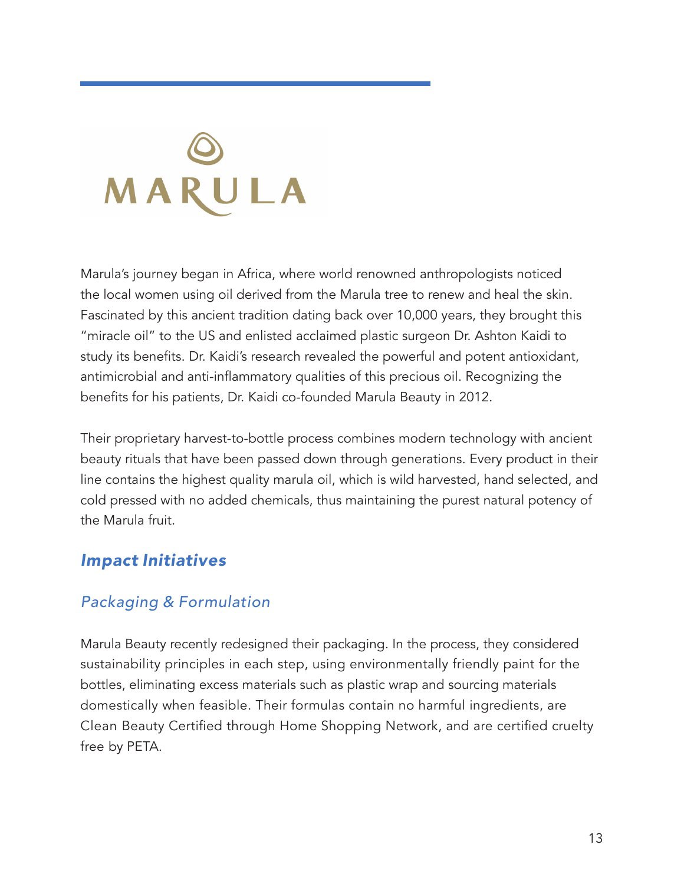MARULA

Marula's journey began in Africa, where world renowned anthropologists noticed the local women using oil derived from the Marula tree to renew and heal the skin. Fascinated by this ancient tradition dating back over 10,000 years, they brought this "miracle oil" to the US and enlisted acclaimed plastic surgeon Dr. Ashton Kaidi to study its benefits. Dr. Kaidi's research revealed the powerful and potent antioxidant, antimicrobial and anti-inflammatory qualities of this precious oil. Recognizing the benefits for his patients, Dr. Kaidi co-founded Marula Beauty in 2012.

Their proprietary harvest-to-bottle process combines modern technology with ancient beauty rituals that have been passed down through generations. Every product in their line contains the highest quality marula oil, which is wild harvested, hand selected, and cold pressed with no added chemicals, thus maintaining the purest natural potency of the Marula fruit.

## *Impact Initiatives*

### *Packaging & Formulation*

Marula Beauty recently redesigned their packaging. In the process, they considered sustainability principles in each step, using environmentally friendly paint for the bottles, eliminating excess materials such as plastic wrap and sourcing materials domestically when feasible. Their formulas contain no harmful ingredients, are Clean Beauty Certified through Home Shopping Network, and are certified cruelty free by PETA.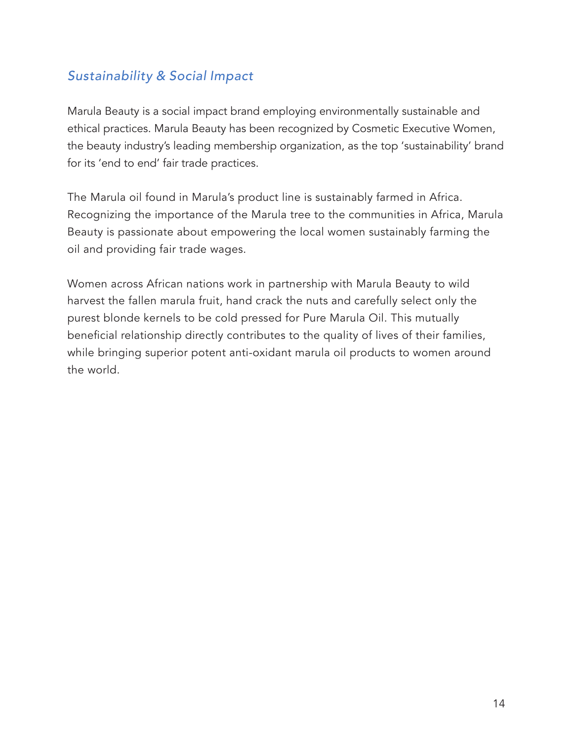## *Sustainability & Social Impact*

Marula Beauty is a social impact brand employing environmentally sustainable and ethical practices. Marula Beauty has been recognized by Cosmetic Executive Women, the beauty industry's leading membership organization, as the top 'sustainability' brand for its 'end to end' fair trade practices.

The Marula oil found in Marula's product line is sustainably farmed in Africa. Recognizing the importance of the Marula tree to the communities in Africa, Marula Beauty is passionate about empowering the local women sustainably farming the oil and providing fair trade wages.

Women across African nations work in partnership with Marula Beauty to wild harvest the fallen marula fruit, hand crack the nuts and carefully select only the purest blonde kernels to be cold pressed for Pure Marula Oil. This mutually beneficial relationship directly contributes to the quality of lives of their families, while bringing superior potent anti-oxidant marula oil products to women around the world.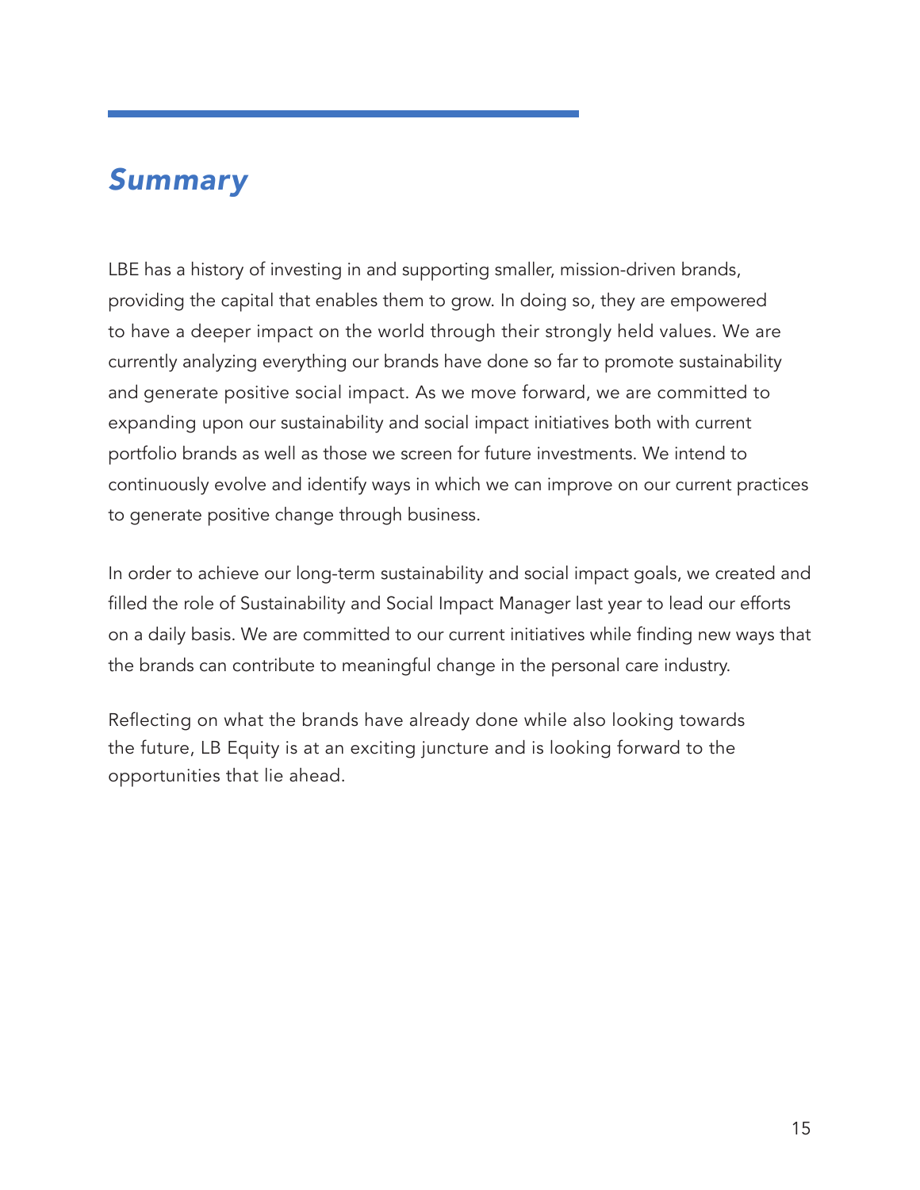## *Summary*

LBE has a history of investing in and supporting smaller, mission-driven brands, providing the capital that enables them to grow. In doing so, they are empowered to have a deeper impact on the world through their strongly held values. We are currently analyzing everything our brands have done so far to promote sustainability and generate positive social impact. As we move forward, we are committed to expanding upon our sustainability and social impact initiatives both with current portfolio brands as well as those we screen for future investments. We intend to continuously evolve and identify ways in which we can improve on our current practices to generate positive change through business.

In order to achieve our long-term sustainability and social impact goals, we created and filled the role of Sustainability and Social Impact Manager last year to lead our efforts on a daily basis. We are committed to our current initiatives while finding new ways that the brands can contribute to meaningful change in the personal care industry.

Reflecting on what the brands have already done while also looking towards the future, LB Equity is at an exciting juncture and is looking forward to the opportunities that lie ahead.